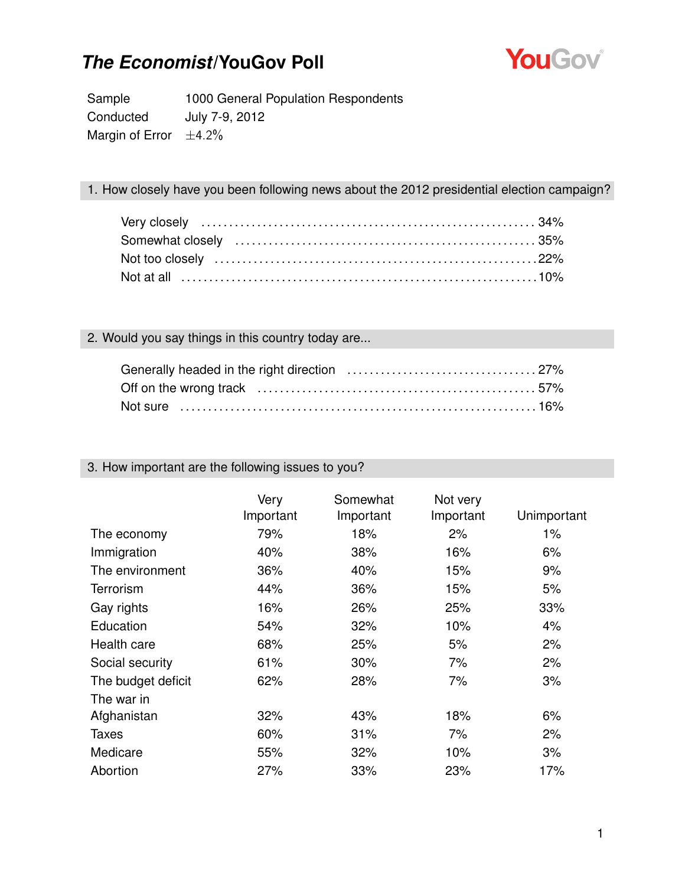# *The Economist*/YouGov Poll

| | |
|---|---|
| Sample | 1000 General Population Respondents |
| Conducted | July 7-9, 2012 |
| Margin of Error | ±4.2% |

## 1. How closely have you been following news about the 2012 presidential election campaign?

| | |
|---|---|
| Very closely | 34% |
| Somewhat closely | 35% |
| Not too closely | 22% |
| Not at all | 10% |

## 2. Would you say things in this country today are...

| | |
|---|---|
| Generally headed in the right direction | 27% |
| Off on the wrong track | 57% |
| Not sure | 16% |

## 3. How important are the following issues to you?

| | Very Important | Somewhat Important | Not very Important | Unimportant |
|---|---|---|---|---|
| The economy | 79% | 18% | 2% | 1% |
| Immigration | 40% | 38% | 16% | 6% |
| The environment | 36% | 40% | 15% | 9% |
| Terrorism | 44% | 36% | 15% | 5% |
| Gay rights | 16% | 26% | 25% | 33% |
| Education | 54% | 32% | 10% | 4% |
| Health care | 68% | 25% | 5% | 2% |
| Social security | 61% | 30% | 7% | 2% |
| The budget deficit | 62% | 28% | 7% | 3% |
| The war in Afghanistan | 32% | 43% | 18% | 6% |
| Taxes | 60% | 31% | 7% | 2% |
| Medicare | 55% | 32% | 10% | 3% |
| Abortion | 27% | 33% | 23% | 17% |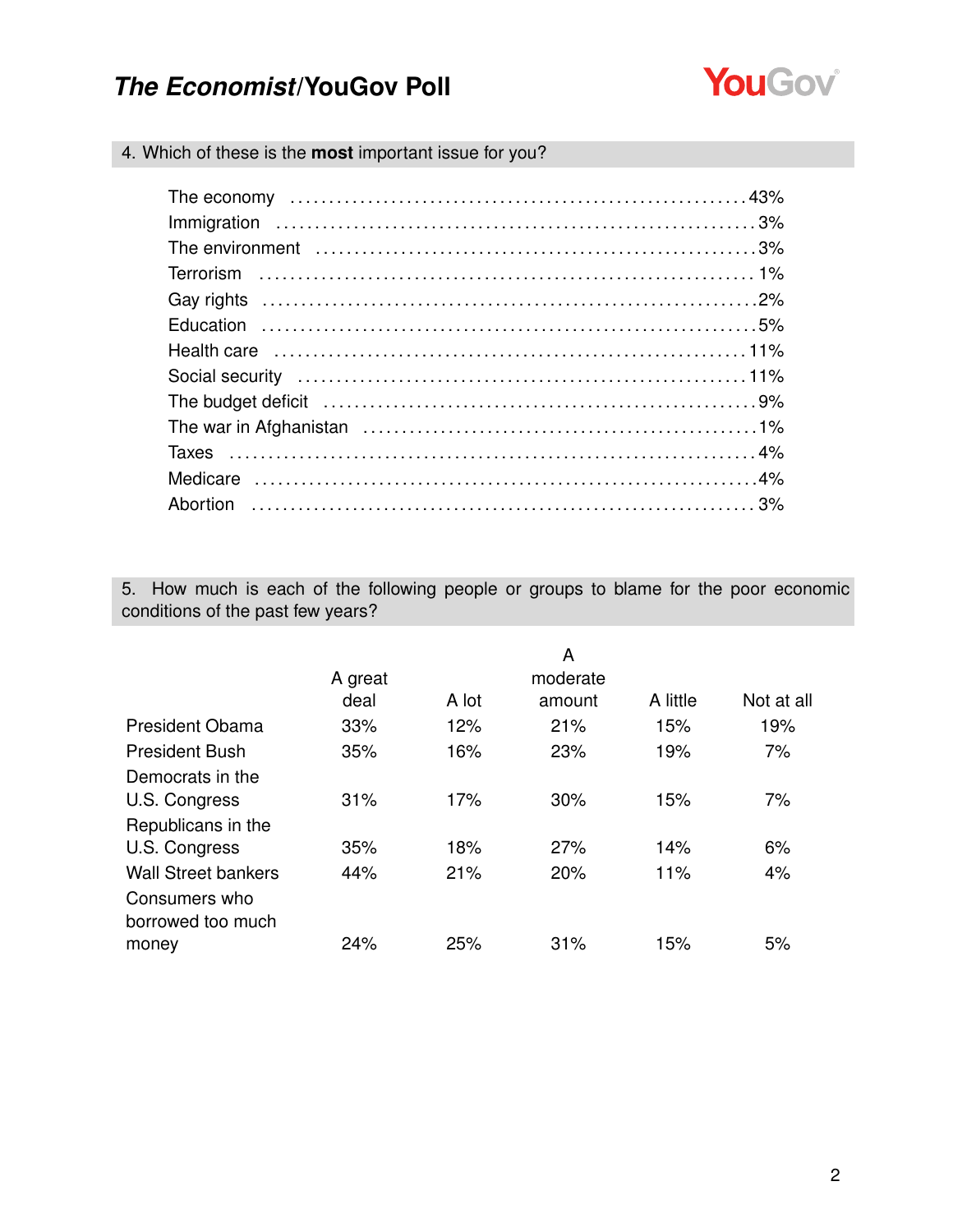## 4. Which of these is the **most** important issue for you?

| Issue | % |
|---|---|
| The economy | 43% |
| Immigration | 3% |
| The environment | 3% |
| Terrorism | 1% |
| Gay rights | 2% |
| Education | 5% |
| Health care | 11% |
| Social security | 11% |
| The budget deficit | 9% |
| The war in Afghanistan | 1% |
| Taxes | 4% |
| Medicare | 4% |
| Abortion | 3% |

## 5. How much is each of the following people or groups to blame for the poor economic conditions of the past few years?

| | A great deal | A lot | A moderate amount | A little | Not at all |
|---|---|---|---|---|---|
| President Obama | 33% | 12% | 21% | 15% | 19% |
| President Bush | 35% | 16% | 23% | 19% | 7% |
| Democrats in the U.S. Congress | 31% | 17% | 30% | 15% | 7% |
| Republicans in the U.S. Congress | 35% | 18% | 27% | 14% | 6% |
| Wall Street bankers | 44% | 21% | 20% | 11% | 4% |
| Consumers who borrowed too much money | 24% | 25% | 31% | 15% | 5% |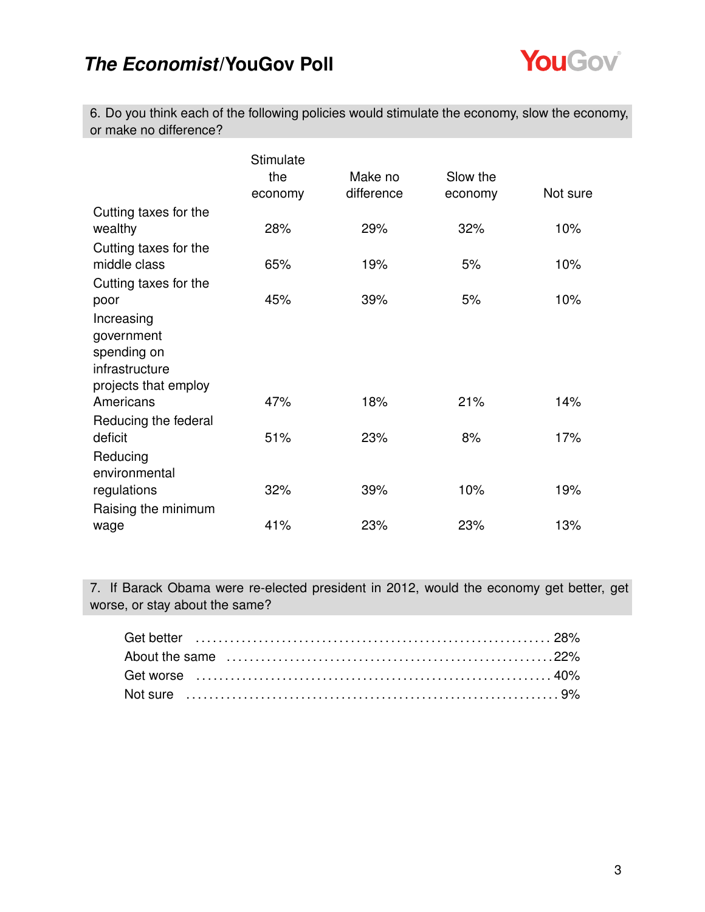6. Do you think each of the following policies would stimulate the economy, slow the economy, or make no difference?

| | Stimulate the economy | Make no difference | Slow the economy | Not sure |
|---|---|---|---|---|
| Cutting taxes for the wealthy | 28% | 29% | 32% | 10% |
| Cutting taxes for the middle class | 65% | 19% | 5% | 10% |
| Cutting taxes for the poor | 45% | 39% | 5% | 10% |
| Increasing government spending on infrastructure projects that employ Americans | 47% | 18% | 21% | 14% |
| Reducing the federal deficit | 51% | 23% | 8% | 17% |
| Reducing environmental regulations | 32% | 39% | 10% | 19% |
| Raising the minimum wage | 41% | 23% | 23% | 13% |

7. If Barack Obama were re-elected president in 2012, would the economy get better, get worse, or stay about the same?

| | |
|---|---|
| Get better | 28% |
| About the same | 22% |
| Get worse | 40% |
| Not sure | 9% |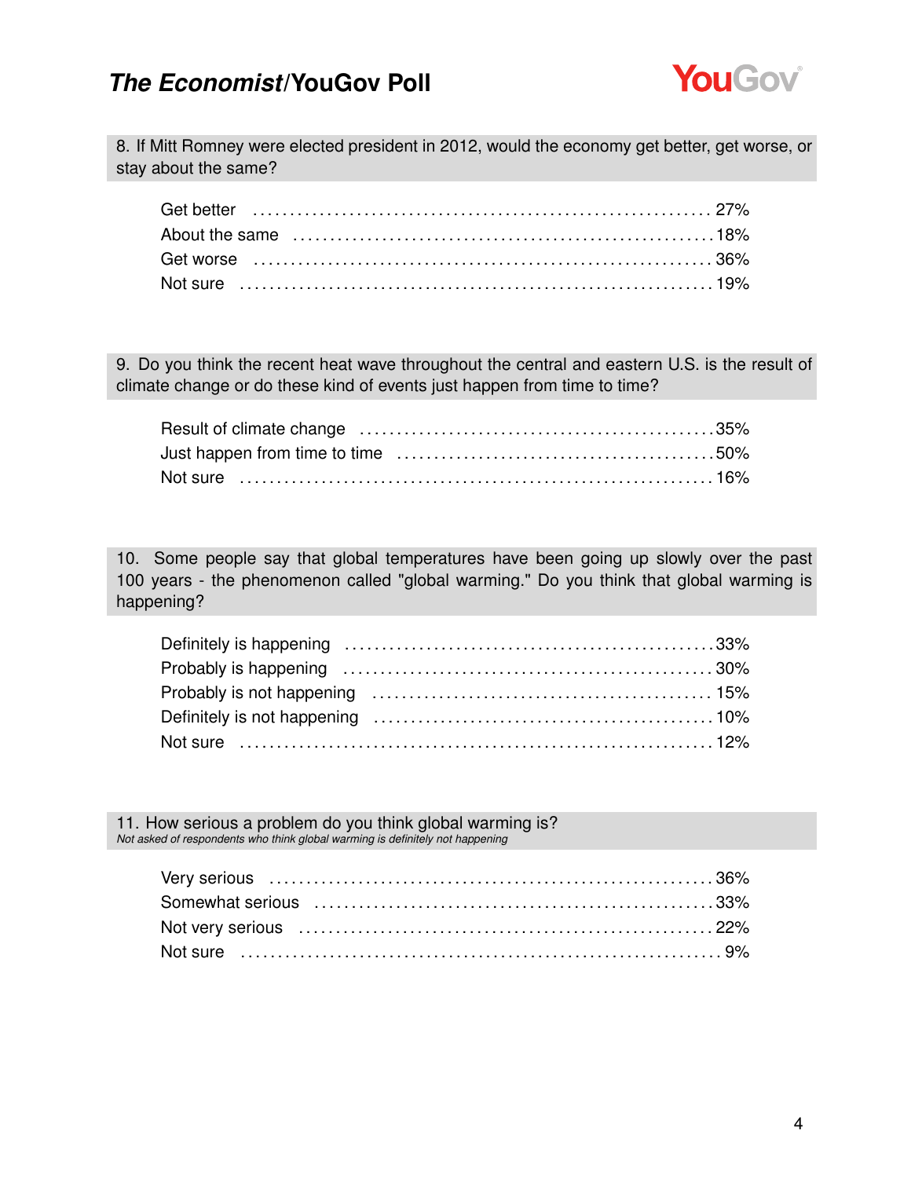8. If Mitt Romney were elected president in 2012, would the economy get better, get worse, or stay about the same?

| | |
|---|---|
| Get better | 27% |
| About the same | 18% |
| Get worse | 36% |
| Not sure | 19% |

9. Do you think the recent heat wave throughout the central and eastern U.S. is the result of climate change or do these kind of events just happen from time to time?

| | |
|---|---|
| Result of climate change | 35% |
| Just happen from time to time | 50% |
| Not sure | 16% |

10. Some people say that global temperatures have been going up slowly over the past 100 years - the phenomenon called "global warming." Do you think that global warming is happening?

| | |
|---|---|
| Definitely is happening | 33% |
| Probably is happening | 30% |
| Probably is not happening | 15% |
| Definitely is not happening | 10% |
| Not sure | 12% |

11. How serious a problem do you think global warming is?
*Not asked of respondents who think global warming is definitely not happening*

| | |
|---|---|
| Very serious | 36% |
| Somewhat serious | 33% |
| Not very serious | 22% |
| Not sure | 9% |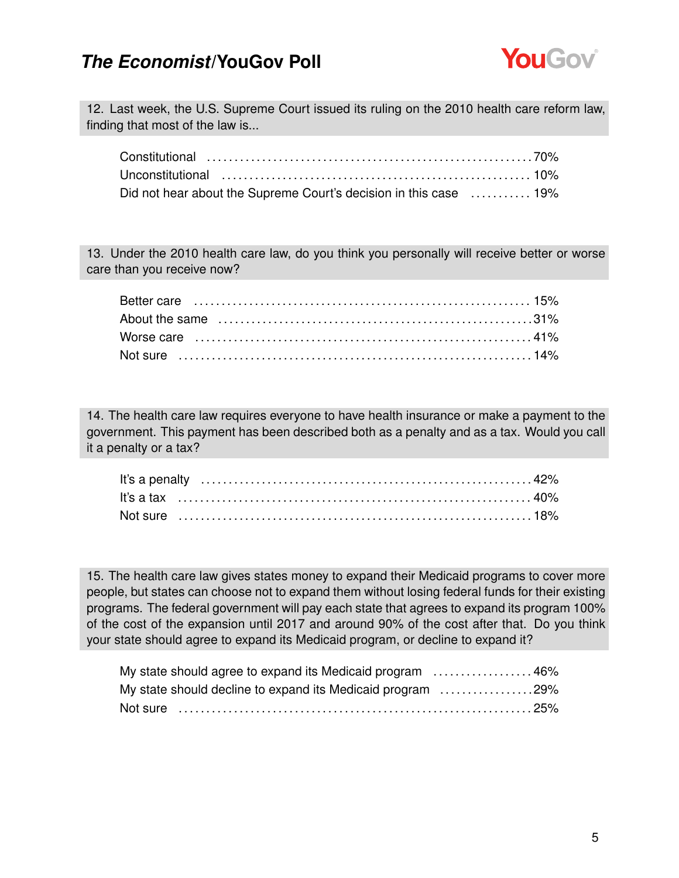12. Last week, the U.S. Supreme Court issued its ruling on the 2010 health care reform law, finding that most of the law is...

| | |
|---|---|
| Constitutional | 70% |
| Unconstitutional | 10% |
| Did not hear about the Supreme Court's decision in this case | 19% |

13. Under the 2010 health care law, do you think you personally will receive better or worse care than you receive now?

| | |
|---|---|
| Better care | 15% |
| About the same | 31% |
| Worse care | 41% |
| Not sure | 14% |

14. The health care law requires everyone to have health insurance or make a payment to the government. This payment has been described both as a penalty and as a tax. Would you call it a penalty or a tax?

| | |
|---|---|
| It's a penalty | 42% |
| It's a tax | 40% |
| Not sure | 18% |

15. The health care law gives states money to expand their Medicaid programs to cover more people, but states can choose not to expand them without losing federal funds for their existing programs. The federal government will pay each state that agrees to expand its program 100% of the cost of the expansion until 2017 and around 90% of the cost after that. Do you think your state should agree to expand its Medicaid program, or decline to expand it?

| | |
|---|---|
| My state should agree to expand its Medicaid program | 46% |
| My state should decline to expand its Medicaid program | 29% |
| Not sure | 25% |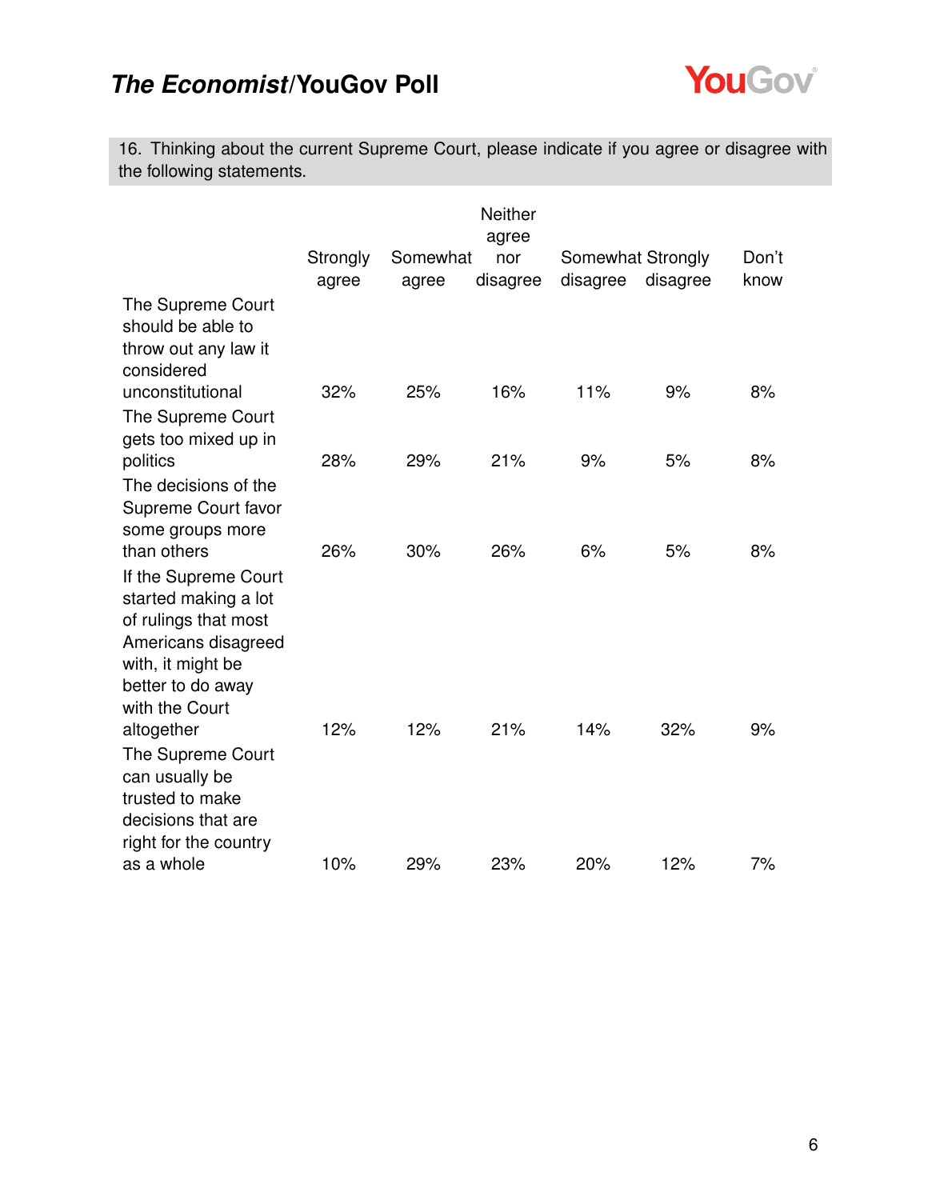16. Thinking about the current Supreme Court, please indicate if you agree or disagree with the following statements.

| | Strongly agree | Somewhat agree | Neither agree nor disagree | Somewhat disagree | Strongly disagree | Don't know |
|---|---|---|---|---|---|---|
| The Supreme Court should be able to throw out any law it considered unconstitutional | 32% | 25% | 16% | 11% | 9% | 8% |
| The Supreme Court gets too mixed up in politics | 28% | 29% | 21% | 9% | 5% | 8% |
| The decisions of the Supreme Court favor some groups more than others | 26% | 30% | 26% | 6% | 5% | 8% |
| If the Supreme Court started making a lot of rulings that most Americans disagreed with, it might be better to do away with the Court altogether | 12% | 12% | 21% | 14% | 32% | 9% |
| The Supreme Court can usually be trusted to make decisions that are right for the country as a whole | 10% | 29% | 23% | 20% | 12% | 7% |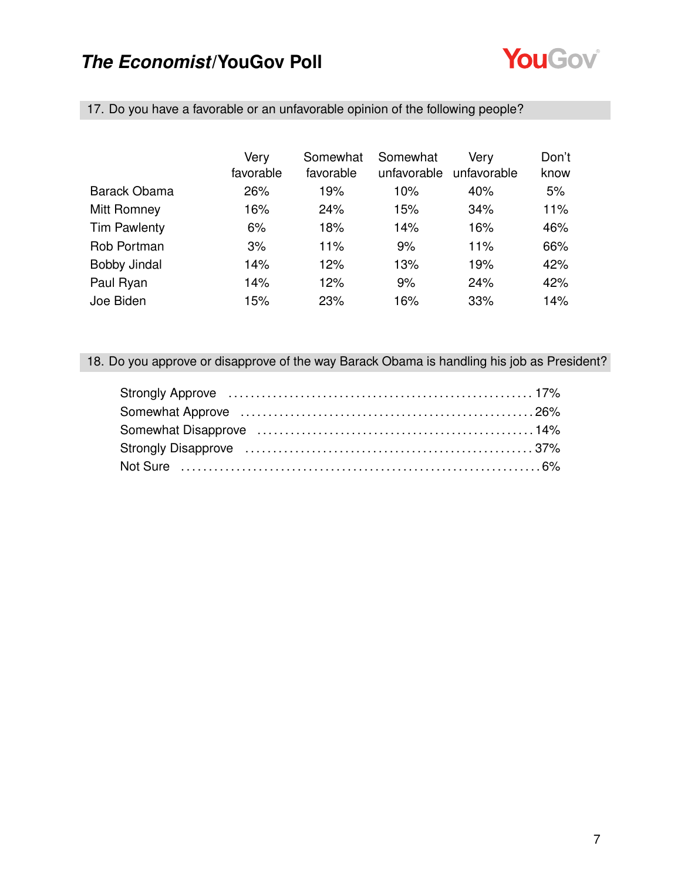## 17. Do you have a favorable or an unfavorable opinion of the following people?

| | Very favorable | Somewhat favorable | Somewhat unfavorable | Very unfavorable | Don't know |
|---|---|---|---|---|---|
| Barack Obama | 26% | 19% | 10% | 40% | 5% |
| Mitt Romney | 16% | 24% | 15% | 34% | 11% |
| Tim Pawlenty | 6% | 18% | 14% | 16% | 46% |
| Rob Portman | 3% | 11% | 9% | 11% | 66% |
| Bobby Jindal | 14% | 12% | 13% | 19% | 42% |
| Paul Ryan | 14% | 12% | 9% | 24% | 42% |
| Joe Biden | 15% | 23% | 16% | 33% | 14% |

## 18. Do you approve or disapprove of the way Barack Obama is handling his job as President?

| | |
|---|---|
| Strongly Approve | 17% |
| Somewhat Approve | 26% |
| Somewhat Disapprove | 14% |
| Strongly Disapprove | 37% |
| Not Sure | 6% |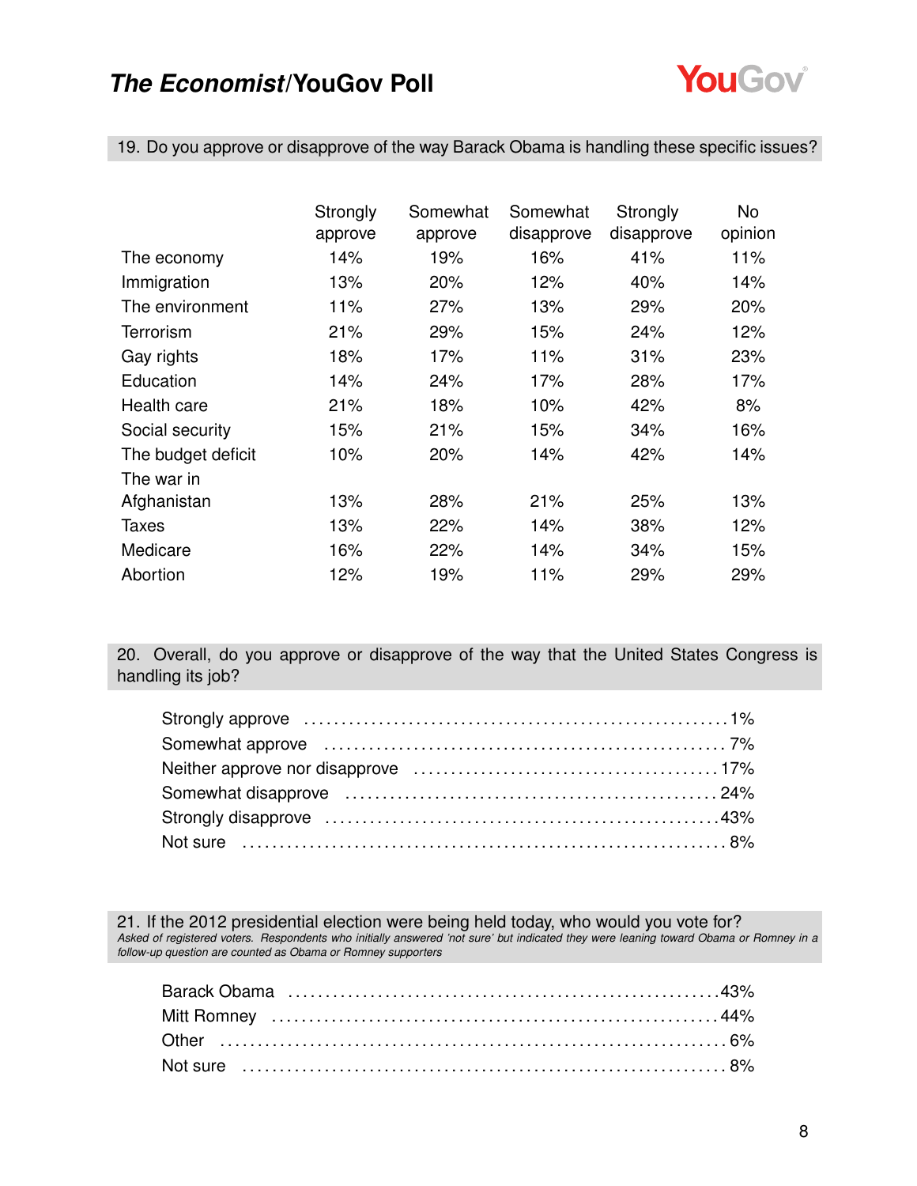## 19. Do you approve or disapprove of the way Barack Obama is handling these specific issues?

| | Strongly approve | Somewhat approve | Somewhat disapprove | Strongly disapprove | No opinion |
|---|---|---|---|---|---|
| The economy | 14% | 19% | 16% | 41% | 11% |
| Immigration | 13% | 20% | 12% | 40% | 14% |
| The environment | 11% | 27% | 13% | 29% | 20% |
| Terrorism | 21% | 29% | 15% | 24% | 12% |
| Gay rights | 18% | 17% | 11% | 31% | 23% |
| Education | 14% | 24% | 17% | 28% | 17% |
| Health care | 21% | 18% | 10% | 42% | 8% |
| Social security | 15% | 21% | 15% | 34% | 16% |
| The budget deficit | 10% | 20% | 14% | 42% | 14% |
| The war in Afghanistan | 13% | 28% | 21% | 25% | 13% |
| Taxes | 13% | 22% | 14% | 38% | 12% |
| Medicare | 16% | 22% | 14% | 34% | 15% |
| Abortion | 12% | 19% | 11% | 29% | 29% |

## 20. Overall, do you approve or disapprove of the way that the United States Congress is handling its job?

| | |
|---|---|
| Strongly approve | 1% |
| Somewhat approve | 7% |
| Neither approve nor disapprove | 17% |
| Somewhat disapprove | 24% |
| Strongly disapprove | 43% |
| Not sure | 8% |

## 21. If the 2012 presidential election were being held today, who would you vote for?

*Asked of registered voters. Respondents who initially answered 'not sure' but indicated they were leaning toward Obama or Romney in a follow-up question are counted as Obama or Romney supporters*

| | |
|---|---|
| Barack Obama | 43% |
| Mitt Romney | 44% |
| Other | 6% |
| Not sure | 8% |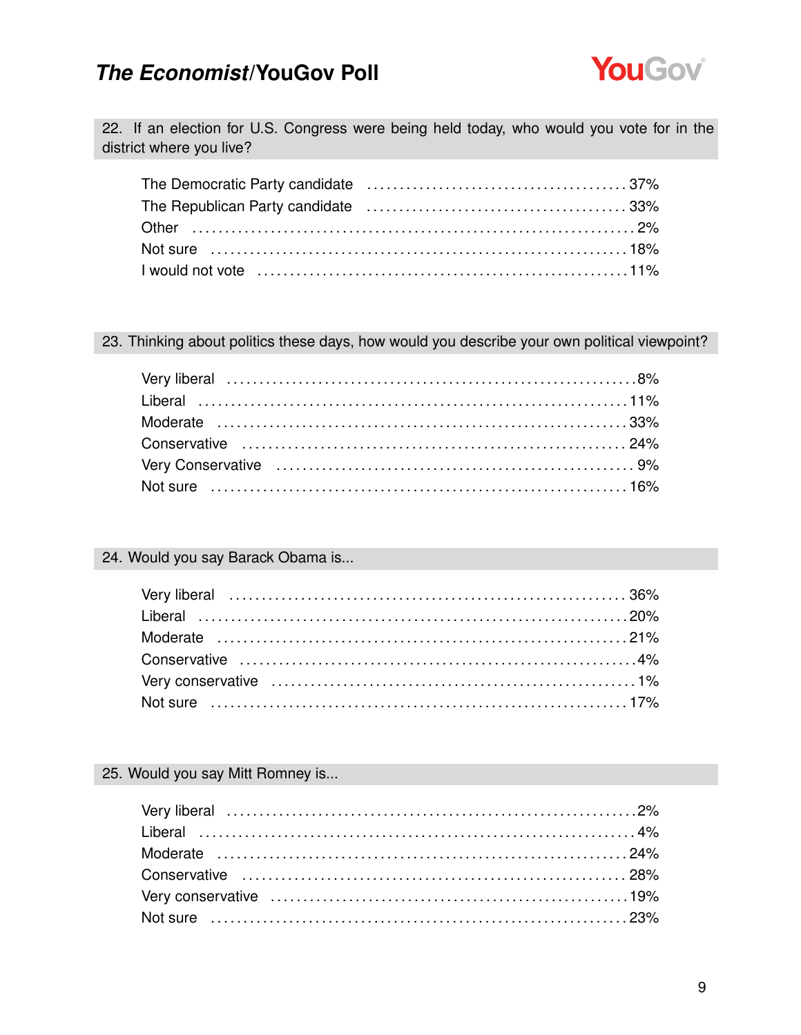**22. If an election for U.S. Congress were being held today, who would you vote for in the district where you live?**

| | |
|---|---|
| The Democratic Party candidate | 37% |
| The Republican Party candidate | 33% |
| Other | 2% |
| Not sure | 18% |
| I would not vote | 11% |

**23. Thinking about politics these days, how would you describe your own political viewpoint?**

| | |
|---|---|
| Very liberal | 8% |
| Liberal | 11% |
| Moderate | 33% |
| Conservative | 24% |
| Very Conservative | 9% |
| Not sure | 16% |

**24. Would you say Barack Obama is...**

| | |
|---|---|
| Very liberal | 36% |
| Liberal | 20% |
| Moderate | 21% |
| Conservative | 4% |
| Very conservative | 1% |
| Not sure | 17% |

**25. Would you say Mitt Romney is...**

| | |
|---|---|
| Very liberal | 2% |
| Liberal | 4% |
| Moderate | 24% |
| Conservative | 28% |
| Very conservative | 19% |
| Not sure | 23% |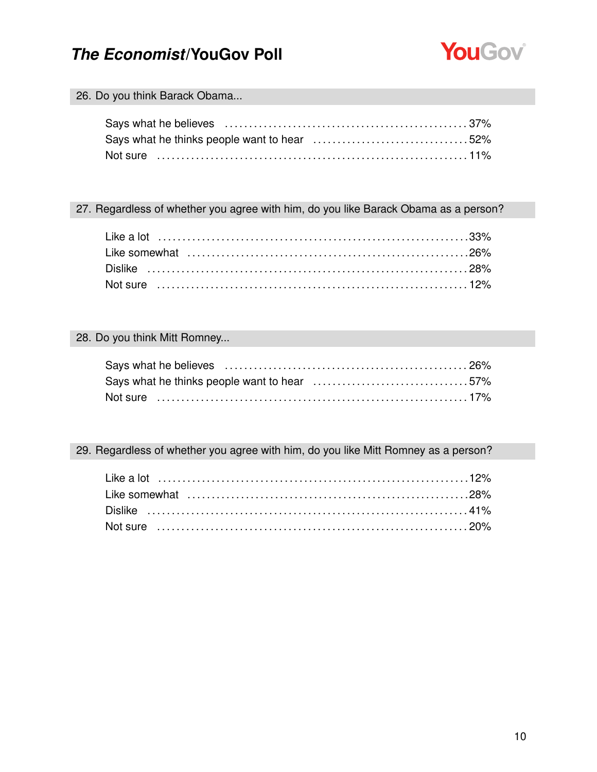### 26. Do you think Barack Obama...

| | |
|---|---|
| Says what he believes | 37% |
| Says what he thinks people want to hear | 52% |
| Not sure | 11% |

### 27. Regardless of whether you agree with him, do you like Barack Obama as a person?

| | |
|---|---|
| Like a lot | 33% |
| Like somewhat | 26% |
| Dislike | 28% |
| Not sure | 12% |

### 28. Do you think Mitt Romney...

| | |
|---|---|
| Says what he believes | 26% |
| Says what he thinks people want to hear | 57% |
| Not sure | 17% |

### 29. Regardless of whether you agree with him, do you like Mitt Romney as a person?

| | |
|---|---|
| Like a lot | 12% |
| Like somewhat | 28% |
| Dislike | 41% |
| Not sure | 20% |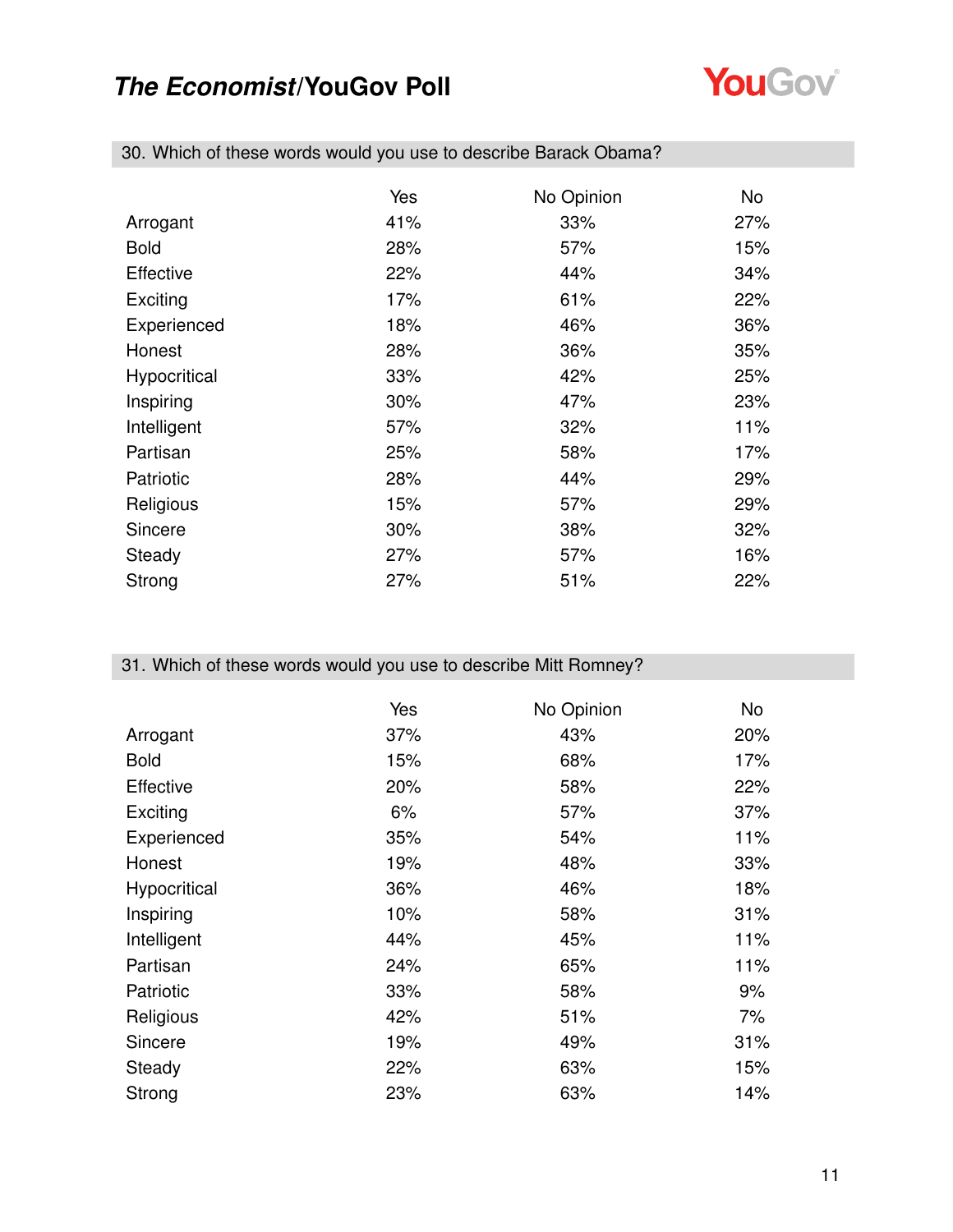# *The Economist*/YouGov Poll

## 30. Which of these words would you use to describe Barack Obama?

| | Yes | No Opinion | No |
|---|---|---|---|
| Arrogant | 41% | 33% | 27% |
| Bold | 28% | 57% | 15% |
| Effective | 22% | 44% | 34% |
| Exciting | 17% | 61% | 22% |
| Experienced | 18% | 46% | 36% |
| Honest | 28% | 36% | 35% |
| Hypocritical | 33% | 42% | 25% |
| Inspiring | 30% | 47% | 23% |
| Intelligent | 57% | 32% | 11% |
| Partisan | 25% | 58% | 17% |
| Patriotic | 28% | 44% | 29% |
| Religious | 15% | 57% | 29% |
| Sincere | 30% | 38% | 32% |
| Steady | 27% | 57% | 16% |
| Strong | 27% | 51% | 22% |

## 31. Which of these words would you use to describe Mitt Romney?

| | Yes | No Opinion | No |
|---|---|---|---|
| Arrogant | 37% | 43% | 20% |
| Bold | 15% | 68% | 17% |
| Effective | 20% | 58% | 22% |
| Exciting | 6% | 57% | 37% |
| Experienced | 35% | 54% | 11% |
| Honest | 19% | 48% | 33% |
| Hypocritical | 36% | 46% | 18% |
| Inspiring | 10% | 58% | 31% |
| Intelligent | 44% | 45% | 11% |
| Partisan | 24% | 65% | 11% |
| Patriotic | 33% | 58% | 9% |
| Religious | 42% | 51% | 7% |
| Sincere | 19% | 49% | 31% |
| Steady | 22% | 63% | 15% |
| Strong | 23% | 63% | 14% |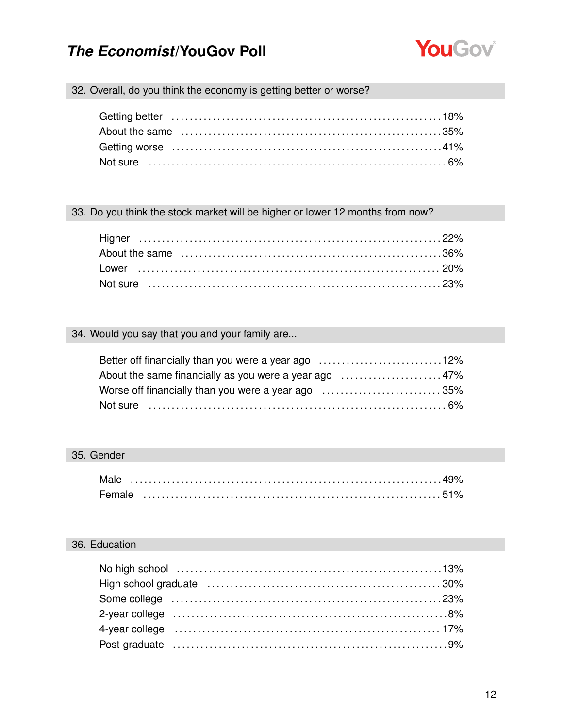### 32. Overall, do you think the economy is getting better or worse?

| | |
|---|---|
| Getting better | 18% |
| About the same | 35% |
| Getting worse | 41% |
| Not sure | 6% |

### 33. Do you think the stock market will be higher or lower 12 months from now?

| | |
|---|---|
| Higher | 22% |
| About the same | 36% |
| Lower | 20% |
| Not sure | 23% |

### 34. Would you say that you and your family are...

| | |
|---|---|
| Better off financially than you were a year ago | 12% |
| About the same financially as you were a year ago | 47% |
| Worse off financially than you were a year ago | 35% |
| Not sure | 6% |

### 35. Gender

| | |
|---|---|
| Male | 49% |
| Female | 51% |

### 36. Education

| | |
|---|---|
| No high school | 13% |
| High school graduate | 30% |
| Some college | 23% |
| 2-year college | 8% |
| 4-year college | 17% |
| Post-graduate | 9% |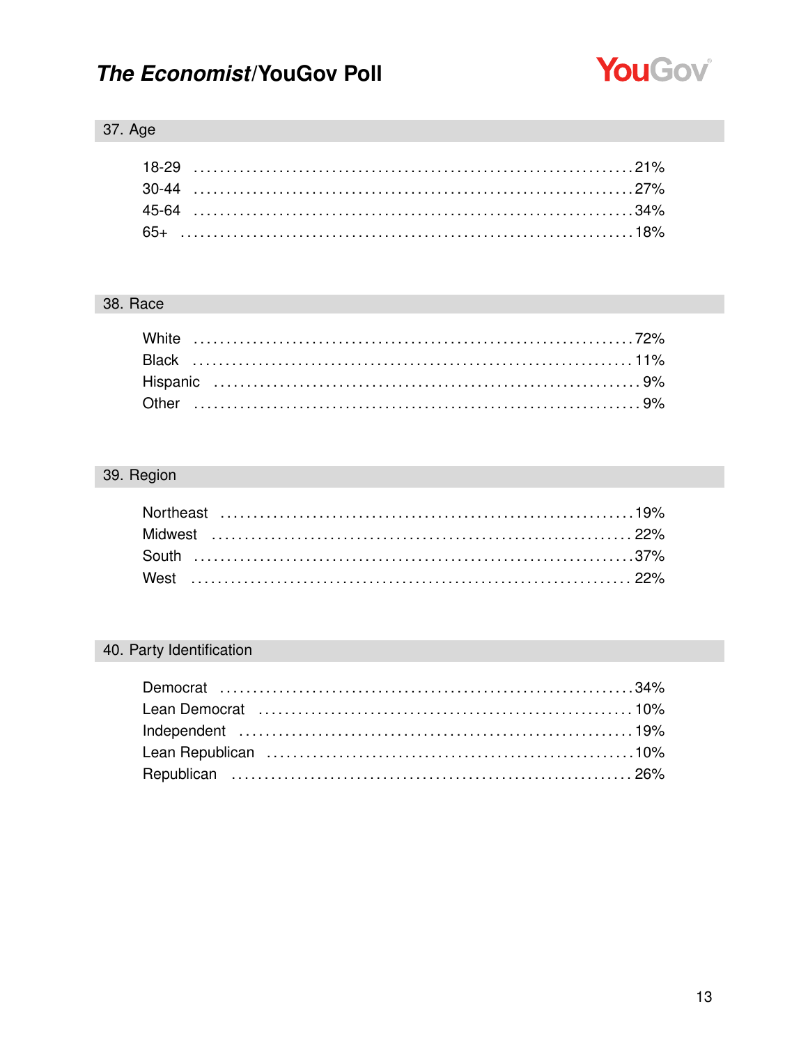### 37. Age

| | |
|---|---|
| 18-29 | 21% |
| 30-44 | 27% |
| 45-64 | 34% |
| 65+ | 18% |

### 38. Race

| | |
|---|---|
| White | 72% |
| Black | 11% |
| Hispanic | 9% |
| Other | 9% |

### 39. Region

| | |
|---|---|
| Northeast | 19% |
| Midwest | 22% |
| South | 37% |
| West | 22% |

### 40. Party Identification

| | |
|---|---|
| Democrat | 34% |
| Lean Democrat | 10% |
| Independent | 19% |
| Lean Republican | 10% |
| Republican | 26% |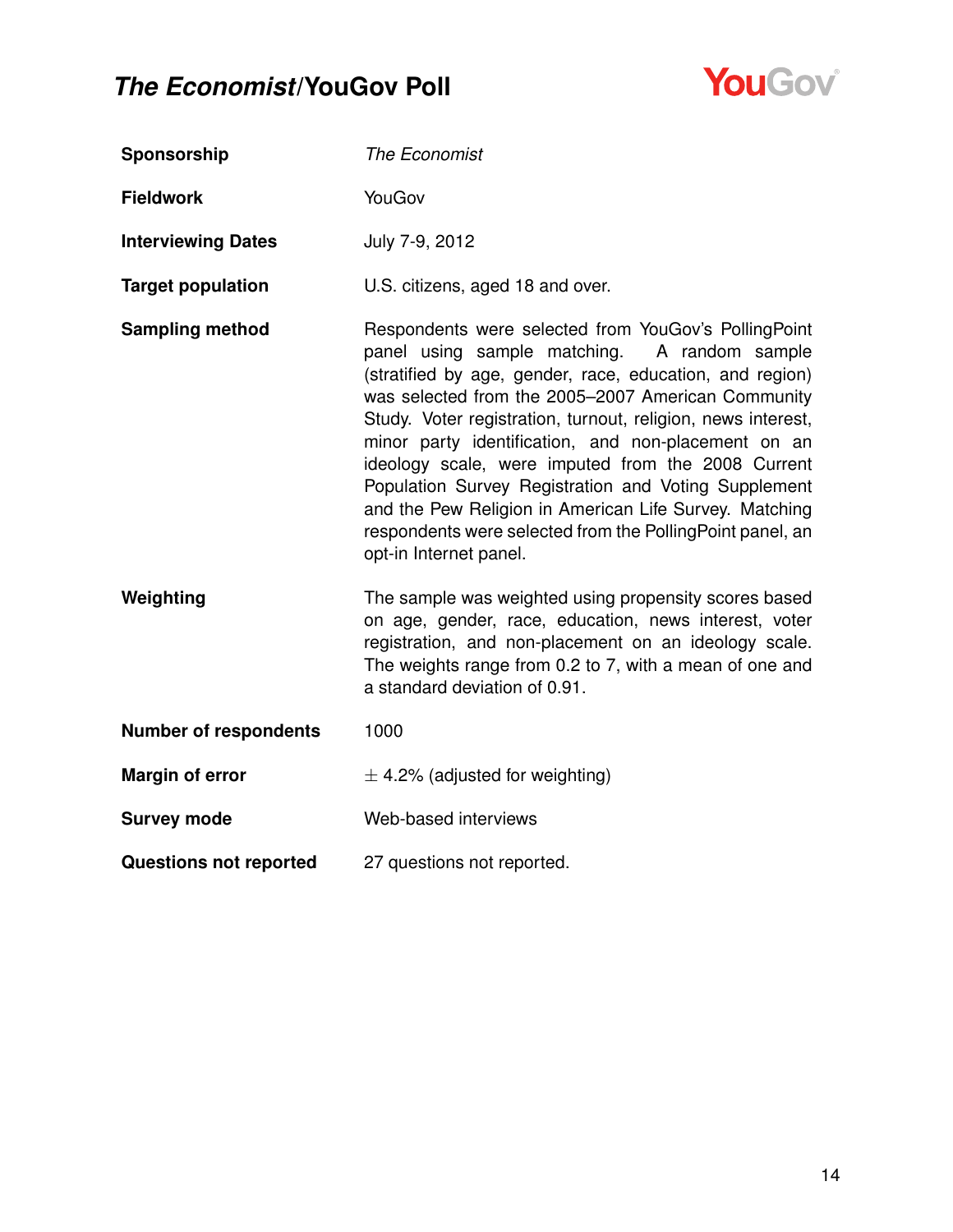# *The Economist*/YouGov Poll

| | |
|---|---|
| **Sponsorship** | *The Economist* |
| **Fieldwork** | YouGov |
| **Interviewing Dates** | July 7-9, 2012 |
| **Target population** | U.S. citizens, aged 18 and over. |
| **Sampling method** | Respondents were selected from YouGov's PollingPoint panel using sample matching. A random sample (stratified by age, gender, race, education, and region) was selected from the 2005–2007 American Community Study. Voter registration, turnout, religion, news interest, minor party identification, and non-placement on an ideology scale, were imputed from the 2008 Current Population Survey Registration and Voting Supplement and the Pew Religion in American Life Survey. Matching respondents were selected from the PollingPoint panel, an opt-in Internet panel. |
| **Weighting** | The sample was weighted using propensity scores based on age, gender, race, education, news interest, voter registration, and non-placement on an ideology scale. The weights range from 0.2 to 7, with a mean of one and a standard deviation of 0.91. |
| **Number of respondents** | 1000 |
| **Margin of error** | $\pm$ 4.2% (adjusted for weighting) |
| **Survey mode** | Web-based interviews |
| **Questions not reported** | 27 questions not reported. |